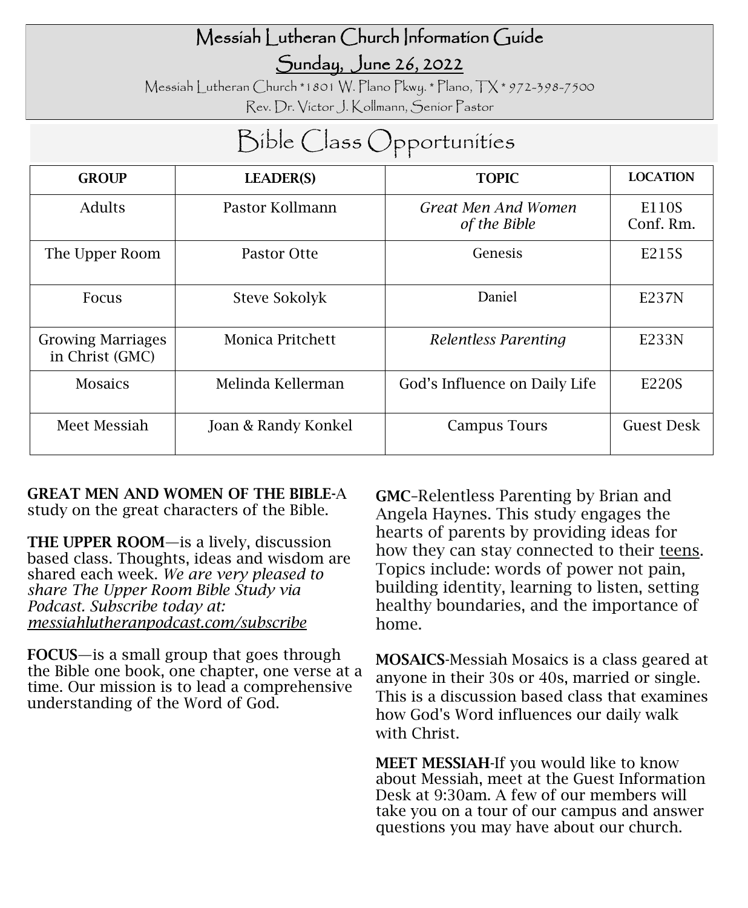# Messiah Lutheran Church Information Guide

## Sunday, June 26, 2022

Messiah Lutheran Church * 1801 W. Plano Pkwy. * Plano, TX * 972-398-7500

Rev. Dr. Victor J. Kollmann, Senior Pastor

## Bible Class Opportunities

| GROUP | LEADER(S) | TOPIC | LOCATION |
|---|---|---|---|
| Adults | Pastor Kollmann | *Great Men And Women of the Bible* | E110S Conf. Rm. |
| The Upper Room | Pastor Otte | Genesis | E215S |
| Focus | Steve Sokolyk | Daniel | E237N |
| Growing Marriages in Christ (GMC) | Monica Pritchett | *Relentless Parenting* | E233N |
| Mosaics | Melinda Kellerman | God's Influence on Daily Life | E220S |
| Meet Messiah | Joan & Randy Konkel | Campus Tours | Guest Desk |

**GREAT MEN AND WOMEN OF THE BIBLE**-A study on the great characters of the Bible.

**THE UPPER ROOM**—is a lively, discussion based class. Thoughts, ideas and wisdom are shared each week. *We are very pleased to share The Upper Room Bible Study via Podcast. Subscribe today at: messiahlutheranpodcast.com/subscribe*

**FOCUS**—is a small group that goes through the Bible one book, one chapter, one verse at a time. Our mission is to lead a comprehensive understanding of the Word of God.

**GMC**–Relentless Parenting by Brian and Angela Haynes. This study engages the hearts of parents by providing ideas for how they can stay connected to their teens. Topics include: words of power not pain, building identity, learning to listen, setting healthy boundaries, and the importance of home.

**MOSAICS**-Messiah Mosaics is a class geared at anyone in their 30s or 40s, married or single. This is a discussion based class that examines how God's Word influences our daily walk with Christ.

**MEET MESSIAH**-If you would like to know about Messiah, meet at the Guest Information Desk at 9:30am. A few of our members will take you on a tour of our campus and answer questions you may have about our church.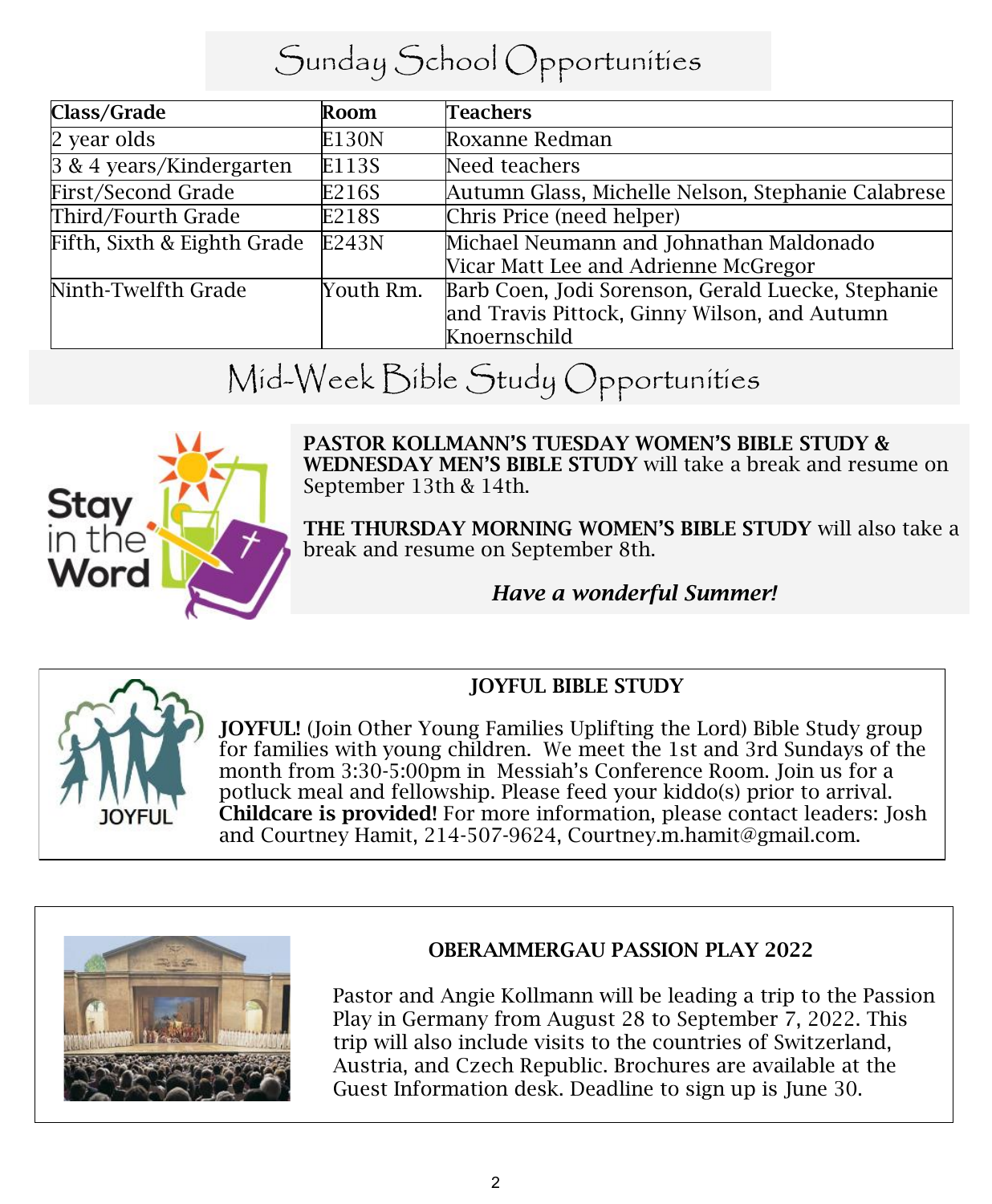# Sunday School Opportunities

| Class/Grade | Room | Teachers |
| --- | --- | --- |
| 2 year olds | E130N | Roxanne Redman |
| 3 & 4 years/Kindergarten | E113S | Need teachers |
| First/Second Grade | E216S | Autumn Glass, Michelle Nelson, Stephanie Calabrese |
| Third/Fourth Grade | E218S | Chris Price (need helper) |
| Fifth, Sixth & Eighth Grade | E243N | Michael Neumann and Johnathan Maldonado Vicar Matt Lee and Adrienne McGregor |
| Ninth-Twelfth Grade | Youth Rm. | Barb Coen, Jodi Sorenson, Gerald Luecke, Stephanie and Travis Pittock, Ginny Wilson, and Autumn Knoernschild |

# Mid-Week Bible Study Opportunities

**PASTOR KOLLMANN'S TUESDAY WOMEN'S BIBLE STUDY & WEDNESDAY MEN'S BIBLE STUDY** will take a break and resume on September 13th & 14th.

**THE THURSDAY MORNING WOMEN'S BIBLE STUDY** will also take a break and resume on September 8th.

***Have a wonderful Summer!***

## JOYFUL BIBLE STUDY

**JOYFUL!** (Join Other Young Families Uplifting the Lord) Bible Study group for families with young children. We meet the 1st and 3rd Sundays of the month from 3:30-5:00pm in Messiah's Conference Room. Join us for a potluck meal and fellowship. Please feed your kiddo(s) prior to arrival. **Childcare is provided!** For more information, please contact leaders: Josh and Courtney Hamit, 214-507-9624, Courtney.m.hamit@gmail.com.

## OBERAMMERGAU PASSION PLAY 2022

Pastor and Angie Kollmann will be leading a trip to the Passion Play in Germany from August 28 to September 7, 2022. This trip will also include visits to the countries of Switzerland, Austria, and Czech Republic. Brochures are available at the Guest Information desk. Deadline to sign up is June 30.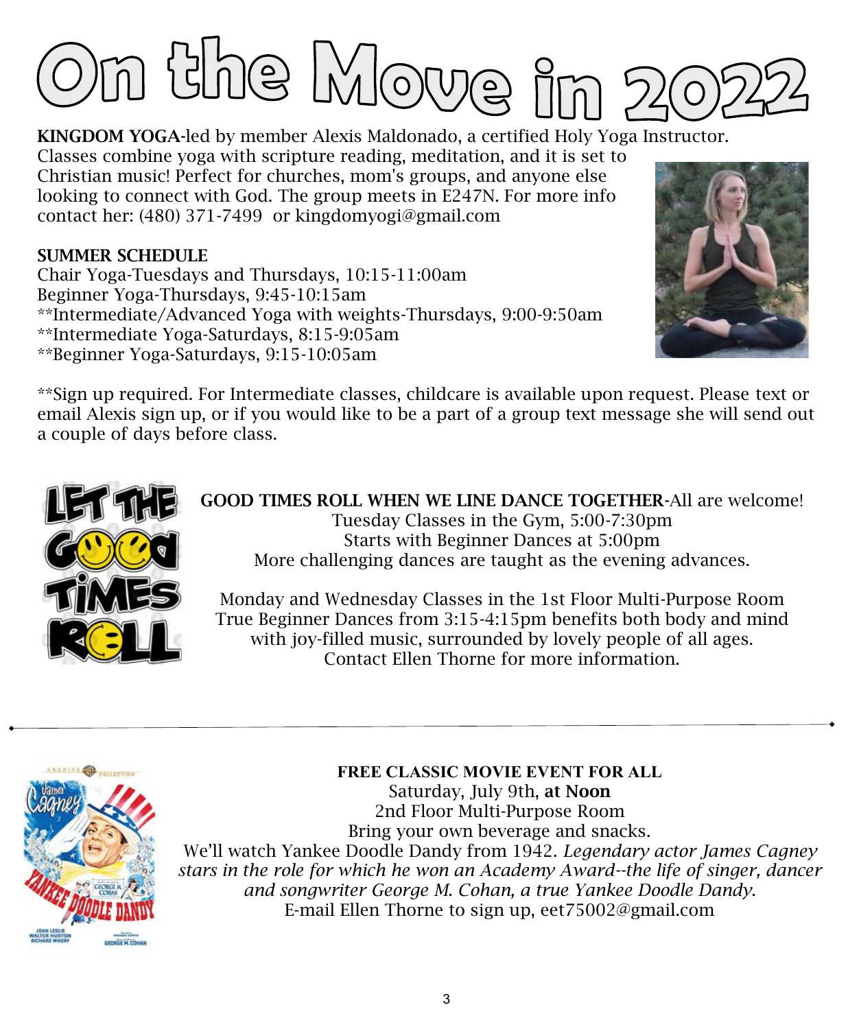# On the Move in 2022

**KINGDOM YOGA**-led by member Alexis Maldonado, a certified Holy Yoga Instructor. Classes combine yoga with scripture reading, meditation, and it is set to Christian music! Perfect for churches, mom's groups, and anyone else looking to connect with God. The group meets in E247N. For more info contact her: (480) 371-7499 or kingdomyogi@gmail.com

**SUMMER SCHEDULE**

Chair Yoga-Tuesdays and Thursdays, 10:15-11:00am
Beginner Yoga-Thursdays, 9:45-10:15am
**Intermediate/Advanced Yoga with weights-Thursdays, 9:00-9:50am
**Intermediate Yoga-Saturdays, 8:15-9:05am
**Beginner Yoga-Saturdays, 9:15-10:05am

**Sign up required. For Intermediate classes, childcare is available upon request. Please text or email Alexis sign up, or if you would like to be a part of a group text message she will send out a couple of days before class.

**GOOD TIMES ROLL WHEN WE LINE DANCE TOGETHER**-All are welcome!
Tuesday Classes in the Gym, 5:00-7:30pm
Starts with Beginner Dances at 5:00pm
More challenging dances are taught as the evening advances.

Monday and Wednesday Classes in the 1st Floor Multi-Purpose Room
True Beginner Dances from 3:15-4:15pm benefits both body and mind with joy-filled music, surrounded by lovely people of all ages.
Contact Ellen Thorne for more information.

---

**FREE CLASSIC MOVIE EVENT FOR ALL**
Saturday, July 9th, **at Noon**
2nd Floor Multi-Purpose Room
Bring your own beverage and snacks.
We'll watch Yankee Doodle Dandy from 1942. *Legendary actor James Cagney stars in the role for which he won an Academy Award--the life of singer, dancer and songwriter George M. Cohan, a true Yankee Doodle Dandy.*
E-mail Ellen Thorne to sign up, eet75002@gmail.com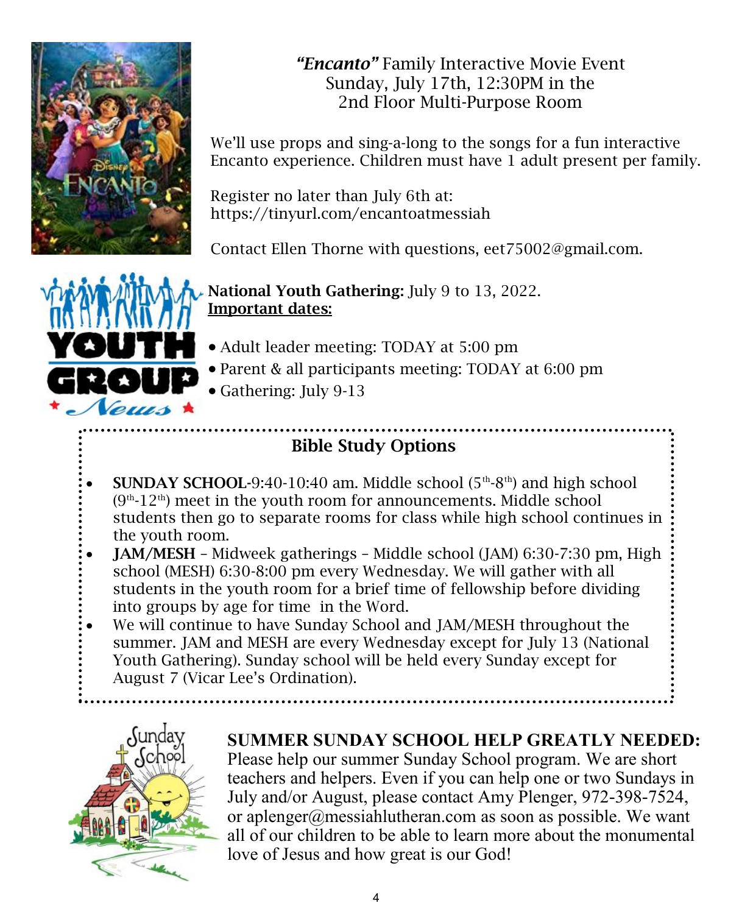***"Encanto"*** Family Interactive Movie Event
Sunday, July 17th, 12:30PM in the
2nd Floor Multi-Purpose Room

We'll use props and sing-a-long to the songs for a fun interactive Encanto experience. Children must have 1 adult present per family.

Register no later than July 6th at:
https://tinyurl.com/encantoatmessiah

Contact Ellen Thorne with questions, eet75002@gmail.com.

**National Youth Gathering:** July 9 to 13, 2022.
**Important dates:**

- Adult leader meeting: TODAY at 5:00 pm
- Parent & all participants meeting: TODAY at 6:00 pm
- Gathering: July 9-13

## Bible Study Options

- **SUNDAY SCHOOL**-9:40-10:40 am. Middle school (5th-8th) and high school (9th-12th) meet in the youth room for announcements. Middle school students then go to separate rooms for class while high school continues in the youth room.
- **JAM/MESH** – Midweek gatherings – Middle school (JAM) 6:30-7:30 pm, High school (MESH) 6:30-8:00 pm every Wednesday. We will gather with all students in the youth room for a brief time of fellowship before dividing into groups by age for time in the Word.
- We will continue to have Sunday School and JAM/MESH throughout the summer. JAM and MESH are every Wednesday except for July 13 (National Youth Gathering). Sunday school will be held every Sunday except for August 7 (Vicar Lee's Ordination).

**SUMMER SUNDAY SCHOOL HELP GREATLY NEEDED:** Please help our summer Sunday School program. We are short teachers and helpers. Even if you can help one or two Sundays in July and/or August, please contact Amy Plenger, 972-398-7524, or aplenger@messiahlutheran.com as soon as possible. We want all of our children to be able to learn more about the monumental love of Jesus and how great is our God!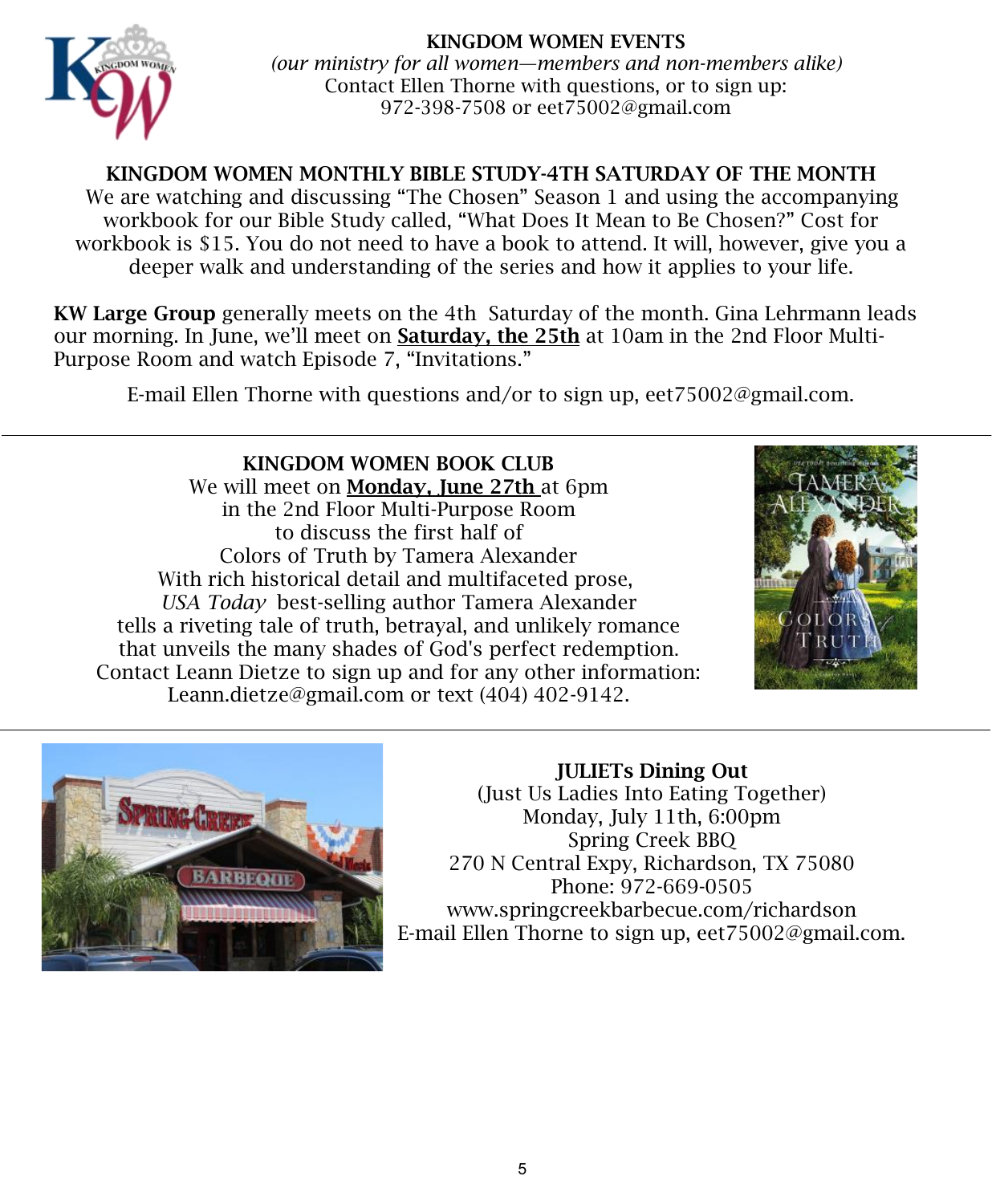# KINGDOM WOMEN EVENTS

*(our ministry for all women—members and non-members alike)*
Contact Ellen Thorne with questions, or to sign up:
972-398-7508 or eet75002@gmail.com

## KINGDOM WOMEN MONTHLY BIBLE STUDY-4TH SATURDAY OF THE MONTH

We are watching and discussing "The Chosen" Season 1 and using the accompanying workbook for our Bible Study called, "What Does It Mean to Be Chosen?" Cost for workbook is $15. You do not need to have a book to attend. It will, however, give you a deeper walk and understanding of the series and how it applies to your life.

**KW Large Group** generally meets on the 4th Saturday of the month. Gina Lehrmann leads our morning. In June, we'll meet on **Saturday, the 25th** at 10am in the 2nd Floor Multi-Purpose Room and watch Episode 7, "Invitations."

E-mail Ellen Thorne with questions and/or to sign up, eet75002@gmail.com.

---

## KINGDOM WOMEN BOOK CLUB

We will meet on **Monday, June 27th** at 6pm
in the 2nd Floor Multi-Purpose Room
to discuss the first half of
Colors of Truth by Tamera Alexander
With rich historical detail and multifaceted prose,
*USA Today* best-selling author Tamera Alexander
tells a riveting tale of truth, betrayal, and unlikely romance
that unveils the many shades of God's perfect redemption.
Contact Leann Dietze to sign up and for any other information:
Leann.dietze@gmail.com or text (404) 402-9142.

---

## JULIETs Dining Out

(Just Us Ladies Into Eating Together)
Monday, July 11th, 6:00pm
Spring Creek BBQ
270 N Central Expy, Richardson, TX 75080
Phone: 972-669-0505
www.springcreekbarbecue.com/richardson
E-mail Ellen Thorne to sign up, eet75002@gmail.com.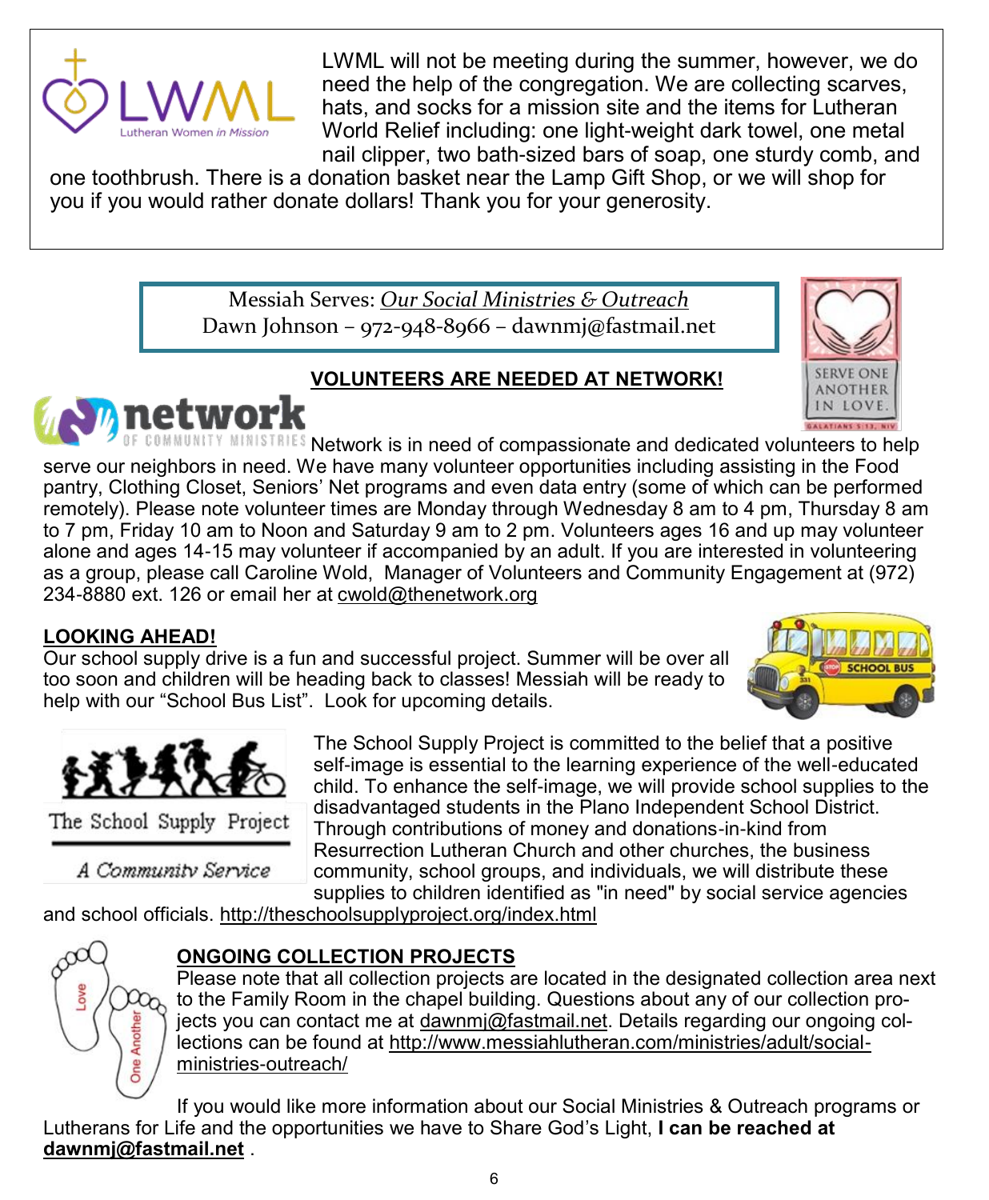LWML will not be meeting during the summer, however, we do need the help of the congregation. We are collecting scarves, hats, and socks for a mission site and the items for Lutheran World Relief including: one light-weight dark towel, one metal nail clipper, two bath-sized bars of soap, one sturdy comb, and one toothbrush. There is a donation basket near the Lamp Gift Shop, or we will shop for you if you would rather donate dollars! Thank you for your generosity.

Messiah Serves: *Our Social Ministries & Outreach*
Dawn Johnson – 972-948-8966 – dawnmj@fastmail.net

## VOLUNTEERS ARE NEEDED AT NETWORK!

Network is in need of compassionate and dedicated volunteers to help serve our neighbors in need. We have many volunteer opportunities including assisting in the Food pantry, Clothing Closet, Seniors' Net programs and even data entry (some of which can be performed remotely). Please note volunteer times are Monday through Wednesday 8 am to 4 pm, Thursday 8 am to 7 pm, Friday 10 am to Noon and Saturday 9 am to 2 pm. Volunteers ages 16 and up may volunteer alone and ages 14-15 may volunteer if accompanied by an adult. If you are interested in volunteering as a group, please call Caroline Wold, Manager of Volunteers and Community Engagement at (972) 234-8880 ext. 126 or email her at cwold@thenetwork.org

## LOOKING AHEAD!

Our school supply drive is a fun and successful project. Summer will be over all too soon and children will be heading back to classes! Messiah will be ready to help with our "School Bus List". Look for upcoming details.

The School Supply Project is committed to the belief that a positive self-image is essential to the learning experience of the well-educated child. To enhance the self-image, we will provide school supplies to the disadvantaged students in the Plano Independent School District. Through contributions of money and donations-in-kind from Resurrection Lutheran Church and other churches, the business community, school groups, and individuals, we will distribute these supplies to children identified as "in need" by social service agencies and school officials. http://theschoolsupplyproject.org/index.html

## ONGOING COLLECTION PROJECTS

Please note that all collection projects are located in the designated collection area next to the Family Room in the chapel building. Questions about any of our collection projects you can contact me at dawnmj@fastmail.net. Details regarding our ongoing collections can be found at http://www.messiahlutheran.com/ministries/adult/social-ministries-outreach/

If you would like more information about our Social Ministries & Outreach programs or Lutherans for Life and the opportunities we have to Share God's Light, **I can be reached at dawnmj@fastmail.net** .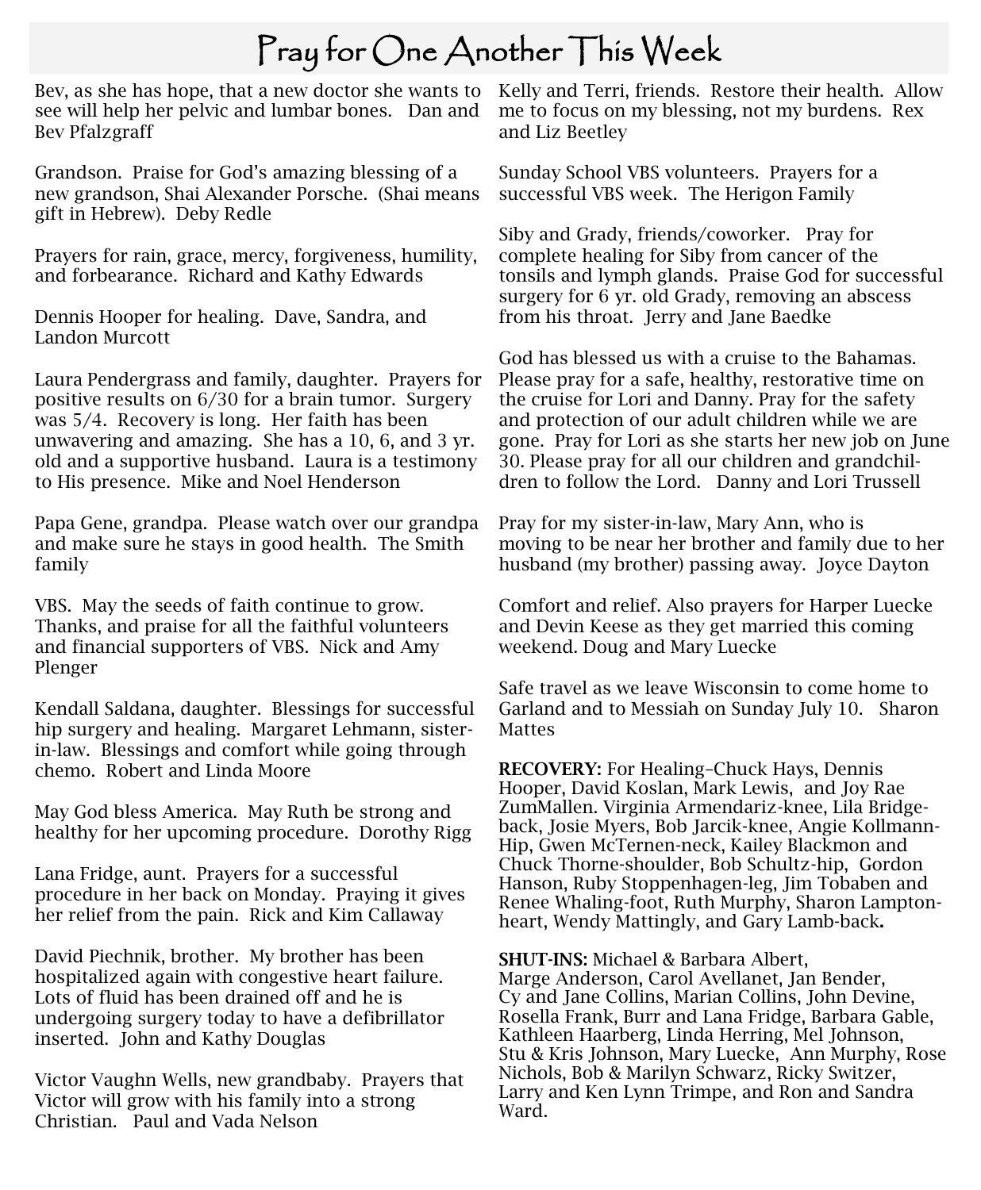# Pray for One Another This Week

Bev, as she has hope, that a new doctor she wants to see will help her pelvic and lumbar bones. Dan and Bev Pfalzgraff

Grandson. Praise for God's amazing blessing of a new grandson, Shai Alexander Porsche. (Shai means gift in Hebrew). Deby Redle

Prayers for rain, grace, mercy, forgiveness, humility, and forbearance. Richard and Kathy Edwards

Dennis Hooper for healing. Dave, Sandra, and Landon Murcott

Laura Pendergrass and family, daughter. Prayers for positive results on 6/30 for a brain tumor. Surgery was 5/4. Recovery is long. Her faith has been unwavering and amazing. She has a 10, 6, and 3 yr. old and a supportive husband. Laura is a testimony to His presence. Mike and Noel Henderson

Papa Gene, grandpa. Please watch over our grandpa and make sure he stays in good health. The Smith family

VBS. May the seeds of faith continue to grow. Thanks, and praise for all the faithful volunteers and financial supporters of VBS. Nick and Amy Plenger

Kendall Saldana, daughter. Blessings for successful hip surgery and healing. Margaret Lehmann, sister-in-law. Blessings and comfort while going through chemo. Robert and Linda Moore

May God bless America. May Ruth be strong and healthy for her upcoming procedure. Dorothy Rigg

Lana Fridge, aunt. Prayers for a successful procedure in her back on Monday. Praying it gives her relief from the pain. Rick and Kim Callaway

David Piechnik, brother. My brother has been hospitalized again with congestive heart failure. Lots of fluid has been drained off and he is undergoing surgery today to have a defibrillator inserted. John and Kathy Douglas

Victor Vaughn Wells, new grandbaby. Prayers that Victor will grow with his family into a strong Christian. Paul and Vada Nelson

Kelly and Terri, friends. Restore their health. Allow me to focus on my blessing, not my burdens. Rex and Liz Beetley

Sunday School VBS volunteers. Prayers for a successful VBS week. The Herigon Family

Siby and Grady, friends/coworker. Pray for complete healing for Siby from cancer of the tonsils and lymph glands. Praise God for successful surgery for 6 yr. old Grady, removing an abscess from his throat. Jerry and Jane Baedke

God has blessed us with a cruise to the Bahamas. Please pray for a safe, healthy, restorative time on the cruise for Lori and Danny. Pray for the safety and protection of our adult children while we are gone. Pray for Lori as she starts her new job on June 30. Please pray for all our children and grandchildren to follow the Lord. Danny and Lori Trussell

Pray for my sister-in-law, Mary Ann, who is moving to be near her brother and family due to her husband (my brother) passing away. Joyce Dayton

Comfort and relief. Also prayers for Harper Luecke and Devin Keese as they get married this coming weekend. Doug and Mary Luecke

Safe travel as we leave Wisconsin to come home to Garland and to Messiah on Sunday July 10. Sharon Mattes

**RECOVERY:** For Healing–Chuck Hays, Dennis Hooper, David Koslan, Mark Lewis, and Joy Rae ZumMallen. Virginia Armendariz-knee, Lila Bridge-back, Josie Myers, Bob Jarcik-knee, Angie Kollmann-Hip, Gwen McTernen-neck, Kailey Blackmon and Chuck Thorne-shoulder, Bob Schultz-hip, Gordon Hanson, Ruby Stoppenhagen-leg, Jim Tobaben and Renee Whaling-foot, Ruth Murphy, Sharon Lampton-heart, Wendy Mattingly, and Gary Lamb-back**.**

**SHUT-INS:** Michael & Barbara Albert, Marge Anderson, Carol Avellanet, Jan Bender, Cy and Jane Collins, Marian Collins, John Devine, Rosella Frank, Burr and Lana Fridge, Barbara Gable, Kathleen Haarberg, Linda Herring, Mel Johnson, Stu & Kris Johnson, Mary Luecke, Ann Murphy, Rose Nichols, Bob & Marilyn Schwarz, Ricky Switzer, Larry and Ken Lynn Trimpe, and Ron and Sandra Ward.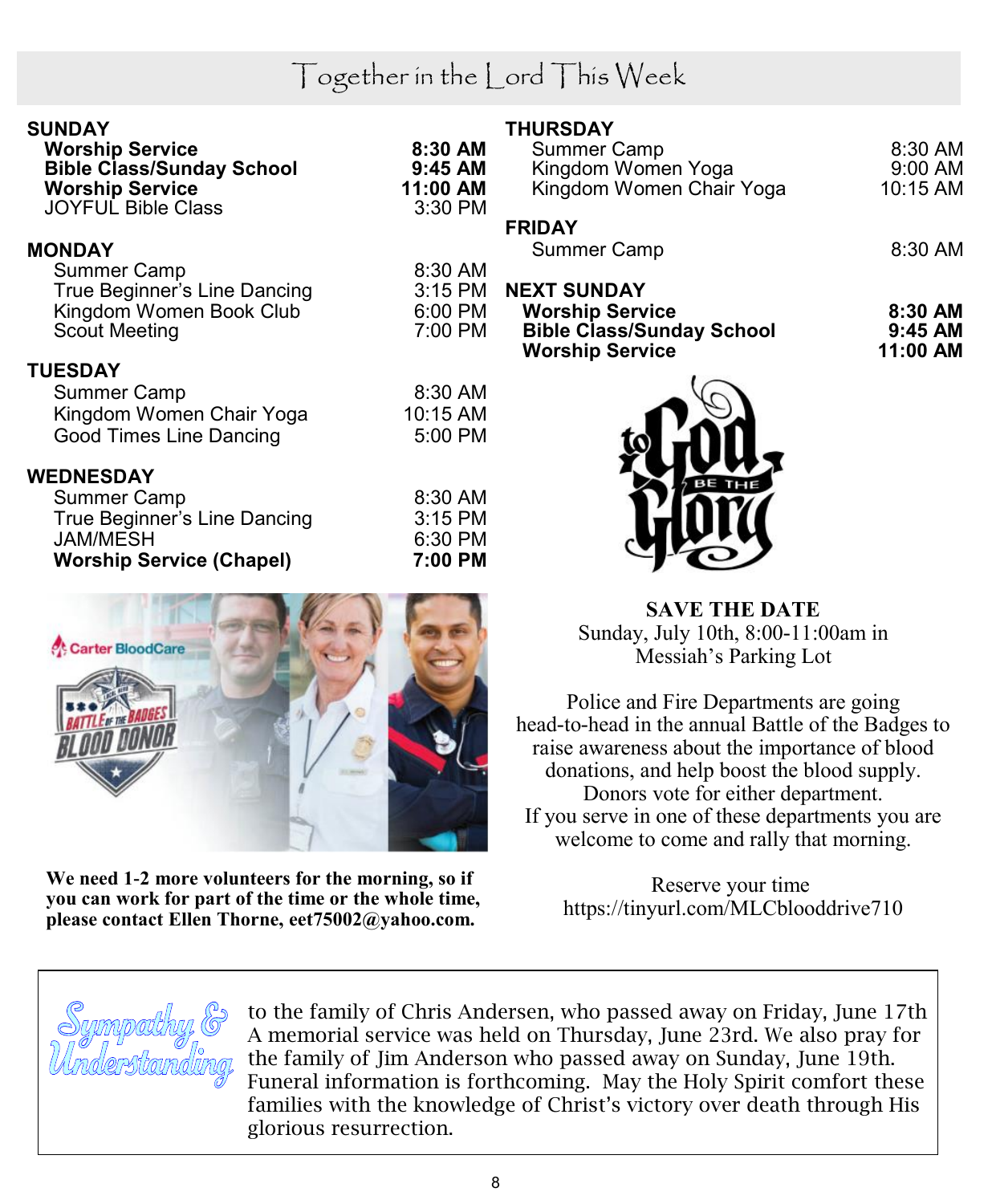# Together in the Lord This Week

**SUNDAY**

| | |
|---|---|
| **Worship Service** | **8:30 AM** |
| **Bible Class/Sunday School** | **9:45 AM** |
| **Worship Service** | **11:00 AM** |
| JOYFUL Bible Class | 3:30 PM |

**MONDAY**

| | |
|---|---|
| Summer Camp | 8:30 AM |
| True Beginner's Line Dancing | 3:15 PM |
| Kingdom Women Book Club | 6:00 PM |
| Scout Meeting | 7:00 PM |

**TUESDAY**

| | |
|---|---|
| Summer Camp | 8:30 AM |
| Kingdom Women Chair Yoga | 10:15 AM |
| Good Times Line Dancing | 5:00 PM |

**WEDNESDAY**

| | |
|---|---|
| Summer Camp | 8:30 AM |
| True Beginner's Line Dancing | 3:15 PM |
| JAM/MESH | 6:30 PM |
| **Worship Service (Chapel)** | **7:00 PM** |

**THURSDAY**

| | |
|---|---|
| Summer Camp | 8:30 AM |
| Kingdom Women Yoga | 9:00 AM |
| Kingdom Women Chair Yoga | 10:15 AM |

**FRIDAY**

| | |
|---|---|
| Summer Camp | 8:30 AM |

**NEXT SUNDAY**

| | |
|---|---|
| **Worship Service** | **8:30 AM** |
| **Bible Class/Sunday School** | **9:45 AM** |
| **Worship Service** | **11:00 AM** |

to God be the Glory

Carter BloodCare

BATTLE OF THE BADGES BLOOD DONOR

**SAVE THE DATE**

Sunday, July 10th, 8:00-11:00am in Messiah's Parking Lot

Police and Fire Departments are going head-to-head in the annual Battle of the Badges to raise awareness about the importance of blood donations, and help boost the blood supply. Donors vote for either department. If you serve in one of these departments you are welcome to come and rally that morning.

Reserve your time https://tinyurl.com/MLCblooddrive710

**We need 1-2 more volunteers for the morning, so if you can work for part of the time or the whole time, please contact Ellen Thorne, eet75002@yahoo.com.**

*Sympathy & Understanding* to the family of Chris Andersen, who passed away on Friday, June 17th A memorial service was held on Thursday, June 23rd. We also pray for the family of Jim Anderson who passed away on Sunday, June 19th. Funeral information is forthcoming. May the Holy Spirit comfort these families with the knowledge of Christ's victory over death through His glorious resurrection.